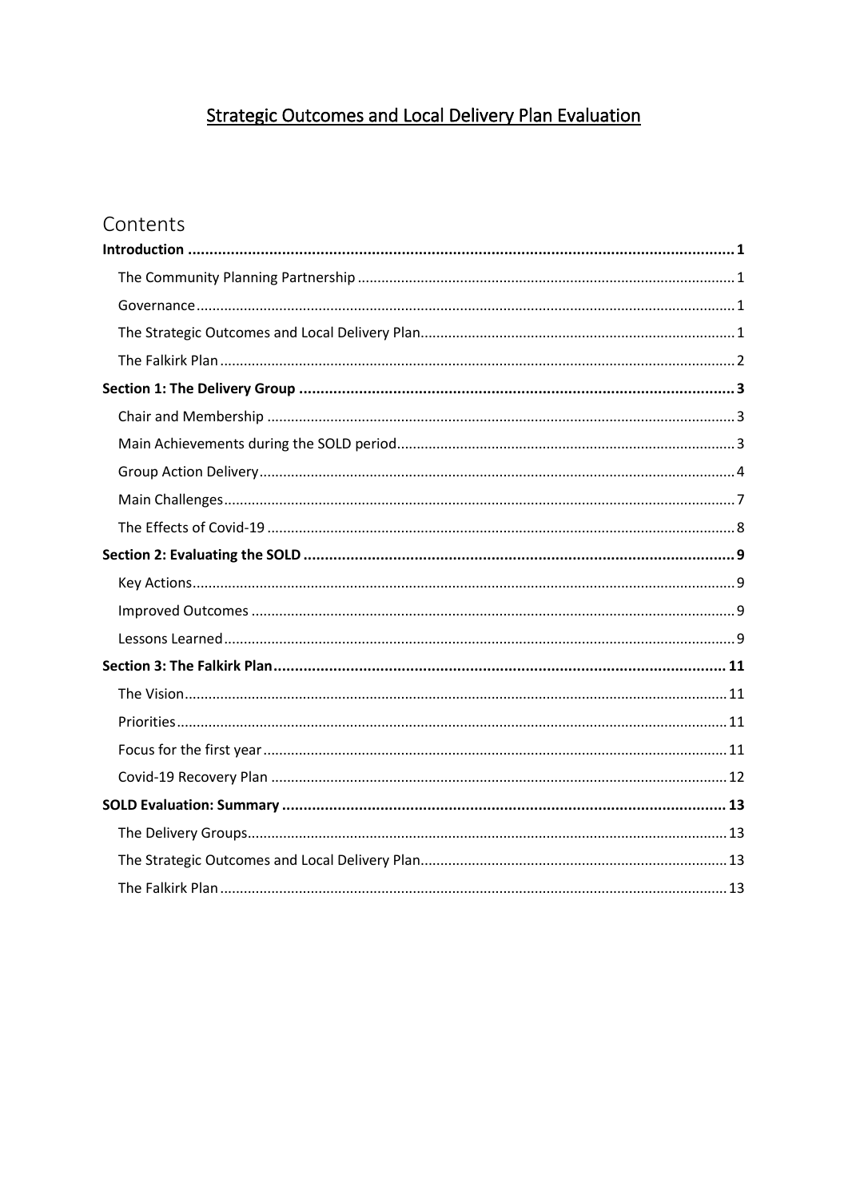# Strategic Outcomes and Local Delivery Plan Evaluation

## Contents

**Introduction** .......... **1**

- The Community Planning Partnership .......... 1
- Governance .......... 1
- The Strategic Outcomes and Local Delivery Plan .......... 1
- The Falkirk Plan .......... 2

**Section 1: The Delivery Group** .......... **3**

- Chair and Membership .......... 3
- Main Achievements during the SOLD period .......... 3
- Group Action Delivery .......... 4
- Main Challenges .......... 7
- The Effects of Covid-19 .......... 8

**Section 2: Evaluating the SOLD** .......... **9**

- Key Actions .......... 9
- Improved Outcomes .......... 9
- Lessons Learned .......... 9

**Section 3: The Falkirk Plan** .......... **11**

- The Vision .......... 11
- Priorities .......... 11
- Focus for the first year .......... 11
- Covid-19 Recovery Plan .......... 12

**SOLD Evaluation: Summary** .......... **13**

- The Delivery Groups .......... 13
- The Strategic Outcomes and Local Delivery Plan .......... 13
- The Falkirk Plan .......... 13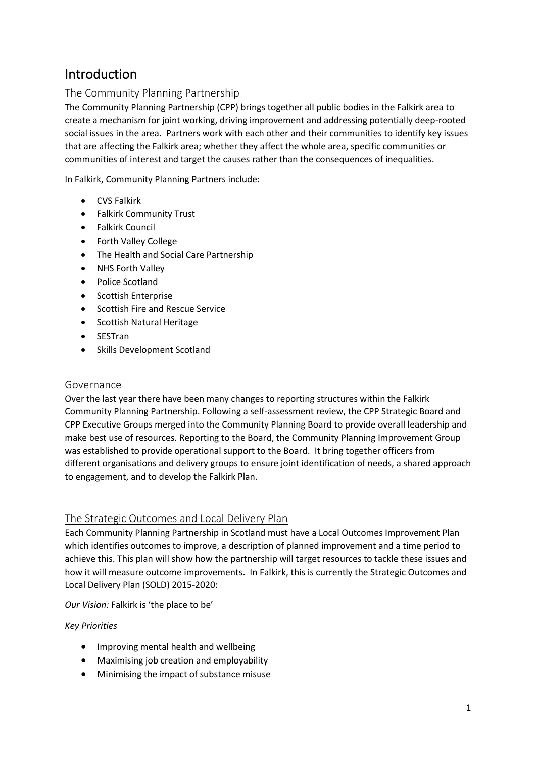# Introduction

## The Community Planning Partnership

The Community Planning Partnership (CPP) brings together all public bodies in the Falkirk area to create a mechanism for joint working, driving improvement and addressing potentially deep-rooted social issues in the area. Partners work with each other and their communities to identify key issues that are affecting the Falkirk area; whether they affect the whole area, specific communities or communities of interest and target the causes rather than the consequences of inequalities.

In Falkirk, Community Planning Partners include:

- CVS Falkirk
- Falkirk Community Trust
- Falkirk Council
- Forth Valley College
- The Health and Social Care Partnership
- NHS Forth Valley
- Police Scotland
- Scottish Enterprise
- Scottish Fire and Rescue Service
- Scottish Natural Heritage
- SESTran
- Skills Development Scotland

## Governance

Over the last year there have been many changes to reporting structures within the Falkirk Community Planning Partnership. Following a self-assessment review, the CPP Strategic Board and CPP Executive Groups merged into the Community Planning Board to provide overall leadership and make best use of resources. Reporting to the Board, the Community Planning Improvement Group was established to provide operational support to the Board. It bring together officers from different organisations and delivery groups to ensure joint identification of needs, a shared approach to engagement, and to develop the Falkirk Plan.

## The Strategic Outcomes and Local Delivery Plan

Each Community Planning Partnership in Scotland must have a Local Outcomes Improvement Plan which identifies outcomes to improve, a description of planned improvement and a time period to achieve this. This plan will show how the partnership will target resources to tackle these issues and how it will measure outcome improvements. In Falkirk, this is currently the Strategic Outcomes and Local Delivery Plan (SOLD) 2015-2020:

*Our Vision:* Falkirk is 'the place to be'

*Key Priorities*

- Improving mental health and wellbeing
- Maximising job creation and employability
- Minimising the impact of substance misuse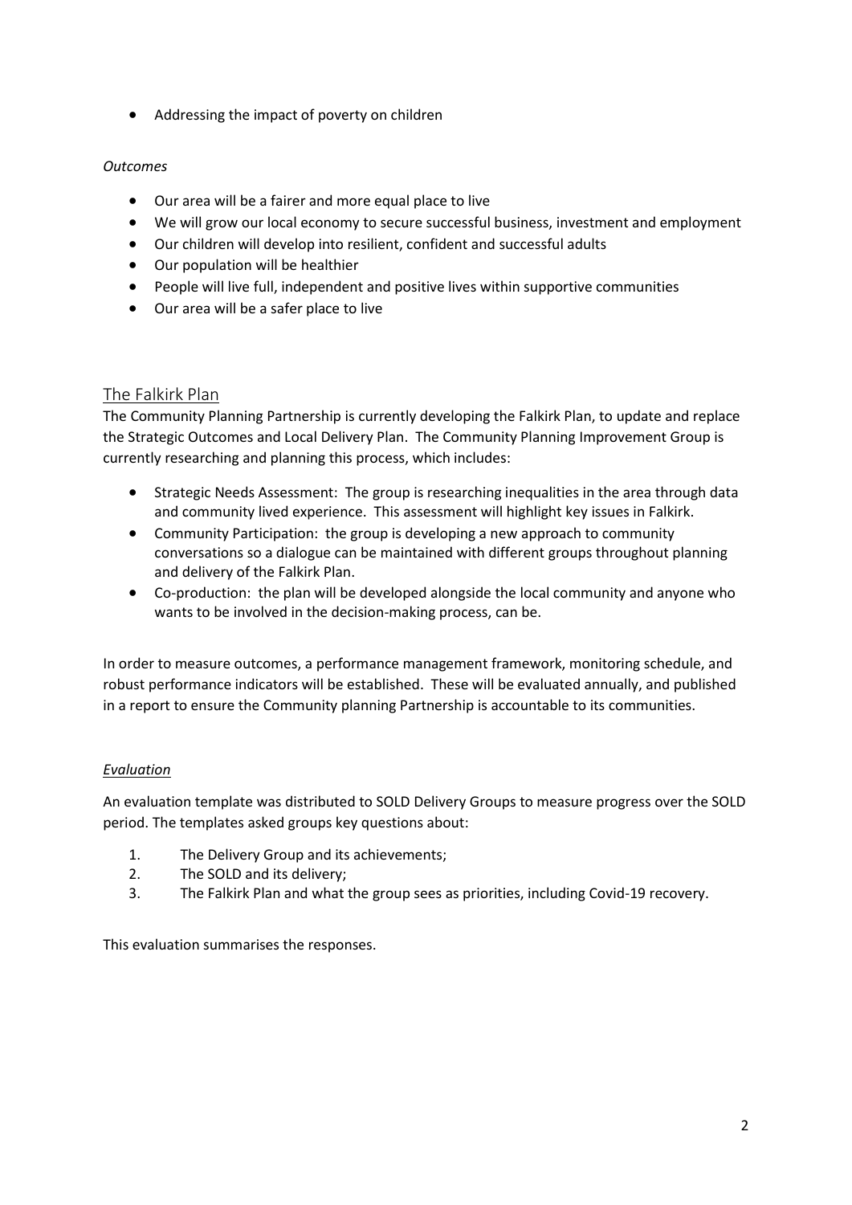- Addressing the impact of poverty on children

*Outcomes*

- Our area will be a fairer and more equal place to live
- We will grow our local economy to secure successful business, investment and employment
- Our children will develop into resilient, confident and successful adults
- Our population will be healthier
- People will live full, independent and positive lives within supportive communities
- Our area will be a safer place to live

## The Falkirk Plan

The Community Planning Partnership is currently developing the Falkirk Plan, to update and replace the Strategic Outcomes and Local Delivery Plan. The Community Planning Improvement Group is currently researching and planning this process, which includes:

- Strategic Needs Assessment: The group is researching inequalities in the area through data and community lived experience. This assessment will highlight key issues in Falkirk.
- Community Participation: the group is developing a new approach to community conversations so a dialogue can be maintained with different groups throughout planning and delivery of the Falkirk Plan.
- Co-production: the plan will be developed alongside the local community and anyone who wants to be involved in the decision-making process, can be.

In order to measure outcomes, a performance management framework, monitoring schedule, and robust performance indicators will be established. These will be evaluated annually, and published in a report to ensure the Community planning Partnership is accountable to its communities.

*Evaluation*

An evaluation template was distributed to SOLD Delivery Groups to measure progress over the SOLD period. The templates asked groups key questions about:

1. The Delivery Group and its achievements;
2. The SOLD and its delivery;
3. The Falkirk Plan and what the group sees as priorities, including Covid-19 recovery.

This evaluation summarises the responses.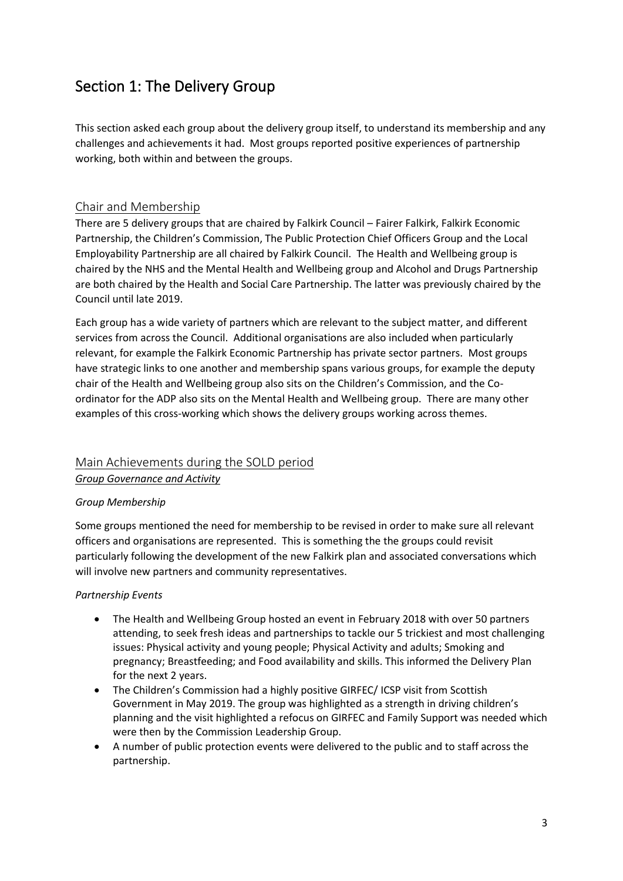# Section 1: The Delivery Group

This section asked each group about the delivery group itself, to understand its membership and any challenges and achievements it had. Most groups reported positive experiences of partnership working, both within and between the groups.

## Chair and Membership

There are 5 delivery groups that are chaired by Falkirk Council – Fairer Falkirk, Falkirk Economic Partnership, the Children's Commission, The Public Protection Chief Officers Group and the Local Employability Partnership are all chaired by Falkirk Council. The Health and Wellbeing group is chaired by the NHS and the Mental Health and Wellbeing group and Alcohol and Drugs Partnership are both chaired by the Health and Social Care Partnership. The latter was previously chaired by the Council until late 2019.

Each group has a wide variety of partners which are relevant to the subject matter, and different services from across the Council. Additional organisations are also included when particularly relevant, for example the Falkirk Economic Partnership has private sector partners. Most groups have strategic links to one another and membership spans various groups, for example the deputy chair of the Health and Wellbeing group also sits on the Children's Commission, and the Co-ordinator for the ADP also sits on the Mental Health and Wellbeing group. There are many other examples of this cross-working which shows the delivery groups working across themes.

## Main Achievements during the SOLD period

### *Group Governance and Activity*

*Group Membership*

Some groups mentioned the need for membership to be revised in order to make sure all relevant officers and organisations are represented. This is something the the groups could revisit particularly following the development of the new Falkirk plan and associated conversations which will involve new partners and community representatives.

*Partnership Events*

- The Health and Wellbeing Group hosted an event in February 2018 with over 50 partners attending, to seek fresh ideas and partnerships to tackle our 5 trickiest and most challenging issues: Physical activity and young people; Physical Activity and adults; Smoking and pregnancy; Breastfeeding; and Food availability and skills. This informed the Delivery Plan for the next 2 years.
- The Children's Commission had a highly positive GIRFEC/ ICSP visit from Scottish Government in May 2019. The group was highlighted as a strength in driving children's planning and the visit highlighted a refocus on GIRFEC and Family Support was needed which were then by the Commission Leadership Group.
- A number of public protection events were delivered to the public and to staff across the partnership.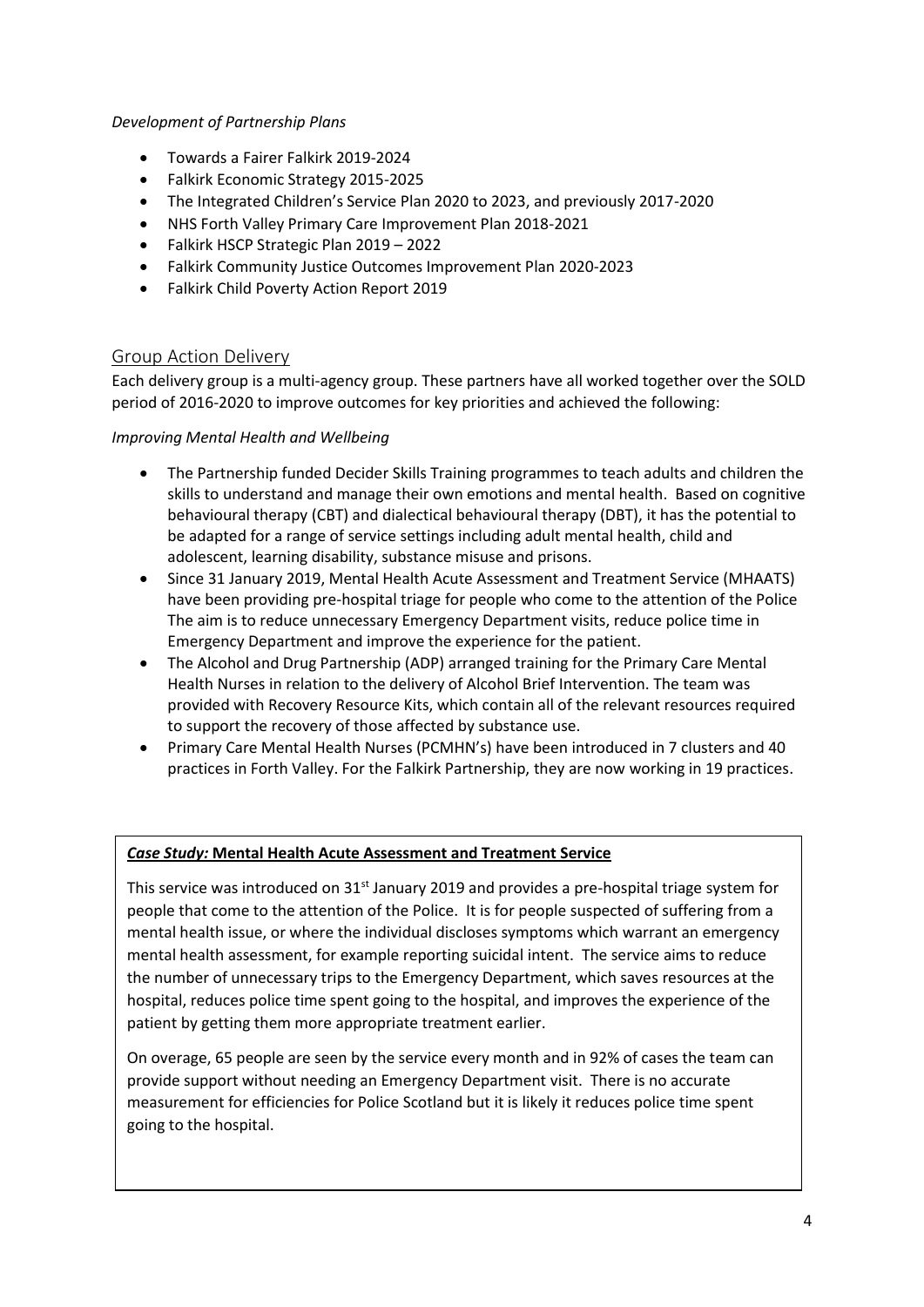*Development of Partnership Plans*

- Towards a Fairer Falkirk 2019-2024
- Falkirk Economic Strategy 2015-2025
- The Integrated Children's Service Plan 2020 to 2023, and previously 2017-2020
- NHS Forth Valley Primary Care Improvement Plan 2018-2021
- Falkirk HSCP Strategic Plan 2019 – 2022
- Falkirk Community Justice Outcomes Improvement Plan 2020-2023
- Falkirk Child Poverty Action Report 2019

## Group Action Delivery

Each delivery group is a multi-agency group. These partners have all worked together over the SOLD period of 2016-2020 to improve outcomes for key priorities and achieved the following:

*Improving Mental Health and Wellbeing*

- The Partnership funded Decider Skills Training programmes to teach adults and children the skills to understand and manage their own emotions and mental health. Based on cognitive behavioural therapy (CBT) and dialectical behavioural therapy (DBT), it has the potential to be adapted for a range of service settings including adult mental health, child and adolescent, learning disability, substance misuse and prisons.
- Since 31 January 2019, Mental Health Acute Assessment and Treatment Service (MHAATS) have been providing pre-hospital triage for people who come to the attention of the Police The aim is to reduce unnecessary Emergency Department visits, reduce police time in Emergency Department and improve the experience for the patient.
- The Alcohol and Drug Partnership (ADP) arranged training for the Primary Care Mental Health Nurses in relation to the delivery of Alcohol Brief Intervention. The team was provided with Recovery Resource Kits, which contain all of the relevant resources required to support the recovery of those affected by substance use.
- Primary Care Mental Health Nurses (PCMHN's) have been introduced in 7 clusters and 40 practices in Forth Valley. For the Falkirk Partnership, they are now working in 19 practices.

***Case Study:* Mental Health Acute Assessment and Treatment Service**

This service was introduced on 31st January 2019 and provides a pre-hospital triage system for people that come to the attention of the Police. It is for people suspected of suffering from a mental health issue, or where the individual discloses symptoms which warrant an emergency mental health assessment, for example reporting suicidal intent. The service aims to reduce the number of unnecessary trips to the Emergency Department, which saves resources at the hospital, reduces police time spent going to the hospital, and improves the experience of the patient by getting them more appropriate treatment earlier.

On overage, 65 people are seen by the service every month and in 92% of cases the team can provide support without needing an Emergency Department visit. There is no accurate measurement for efficiencies for Police Scotland but it is likely it reduces police time spent going to the hospital.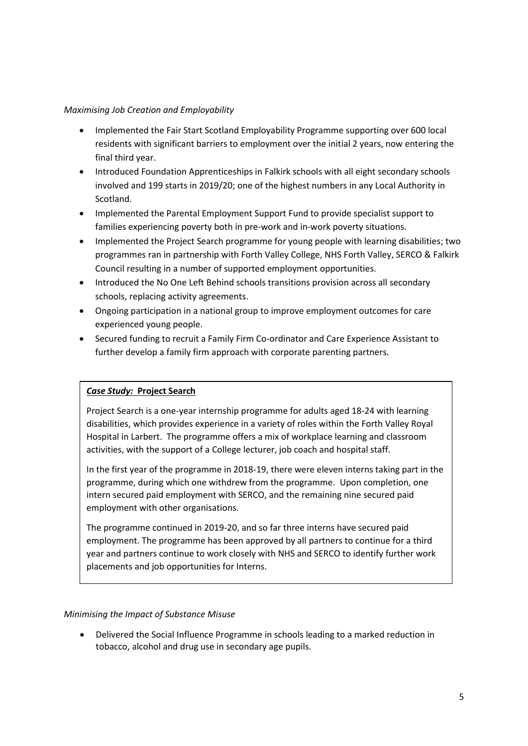*Maximising Job Creation and Employability*

- Implemented the Fair Start Scotland Employability Programme supporting over 600 local residents with significant barriers to employment over the initial 2 years, now entering the final third year.
- Introduced Foundation Apprenticeships in Falkirk schools with all eight secondary schools involved and 199 starts in 2019/20; one of the highest numbers in any Local Authority in Scotland.
- Implemented the Parental Employment Support Fund to provide specialist support to families experiencing poverty both in pre-work and in-work poverty situations.
- Implemented the Project Search programme for young people with learning disabilities; two programmes ran in partnership with Forth Valley College, NHS Forth Valley, SERCO & Falkirk Council resulting in a number of supported employment opportunities.
- Introduced the No One Left Behind schools transitions provision across all secondary schools, replacing activity agreements.
- Ongoing participation in a national group to improve employment outcomes for care experienced young people.
- Secured funding to recruit a Family Firm Co-ordinator and Care Experience Assistant to further develop a family firm approach with corporate parenting partners.

***Case Study:* Project Search**

Project Search is a one-year internship programme for adults aged 18-24 with learning disabilities, which provides experience in a variety of roles within the Forth Valley Royal Hospital in Larbert. The programme offers a mix of workplace learning and classroom activities, with the support of a College lecturer, job coach and hospital staff.

In the first year of the programme in 2018-19, there were eleven interns taking part in the programme, during which one withdrew from the programme. Upon completion, one intern secured paid employment with SERCO, and the remaining nine secured paid employment with other organisations.

The programme continued in 2019-20, and so far three interns have secured paid employment. The programme has been approved by all partners to continue for a third year and partners continue to work closely with NHS and SERCO to identify further work placements and job opportunities for Interns.

*Minimising the Impact of Substance Misuse*

- Delivered the Social Influence Programme in schools leading to a marked reduction in tobacco, alcohol and drug use in secondary age pupils.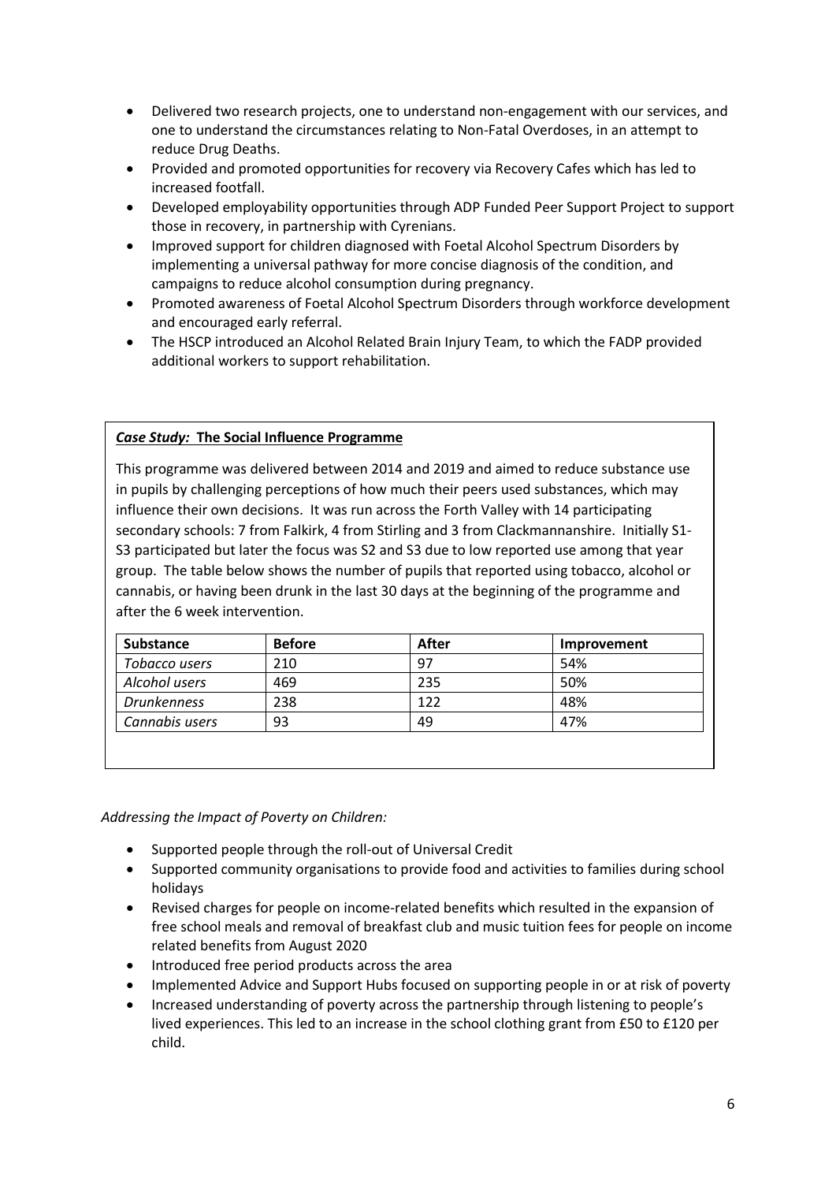- Delivered two research projects, one to understand non-engagement with our services, and one to understand the circumstances relating to Non-Fatal Overdoses, in an attempt to reduce Drug Deaths.
- Provided and promoted opportunities for recovery via Recovery Cafes which has led to increased footfall.
- Developed employability opportunities through ADP Funded Peer Support Project to support those in recovery, in partnership with Cyrenians.
- Improved support for children diagnosed with Foetal Alcohol Spectrum Disorders by implementing a universal pathway for more concise diagnosis of the condition, and campaigns to reduce alcohol consumption during pregnancy.
- Promoted awareness of Foetal Alcohol Spectrum Disorders through workforce development and encouraged early referral.
- The HSCP introduced an Alcohol Related Brain Injury Team, to which the FADP provided additional workers to support rehabilitation.

***Case Study:* The Social Influence Programme**

This programme was delivered between 2014 and 2019 and aimed to reduce substance use in pupils by challenging perceptions of how much their peers used substances, which may influence their own decisions. It was run across the Forth Valley with 14 participating secondary schools: 7 from Falkirk, 4 from Stirling and 3 from Clackmannanshire. Initially S1-S3 participated but later the focus was S2 and S3 due to low reported use among that year group. The table below shows the number of pupils that reported using tobacco, alcohol or cannabis, or having been drunk in the last 30 days at the beginning of the programme and after the 6 week intervention.

| Substance | Before | After | Improvement |
|---|---|---|---|
| *Tobacco users* | 210 | 97 | 54% |
| *Alcohol users* | 469 | 235 | 50% |
| *Drunkenness* | 238 | 122 | 48% |
| *Cannabis users* | 93 | 49 | 47% |

*Addressing the Impact of Poverty on Children:*

- Supported people through the roll-out of Universal Credit
- Supported community organisations to provide food and activities to families during school holidays
- Revised charges for people on income-related benefits which resulted in the expansion of free school meals and removal of breakfast club and music tuition fees for people on income related benefits from August 2020
- Introduced free period products across the area
- Implemented Advice and Support Hubs focused on supporting people in or at risk of poverty
- Increased understanding of poverty across the partnership through listening to people's lived experiences. This led to an increase in the school clothing grant from £50 to £120 per child.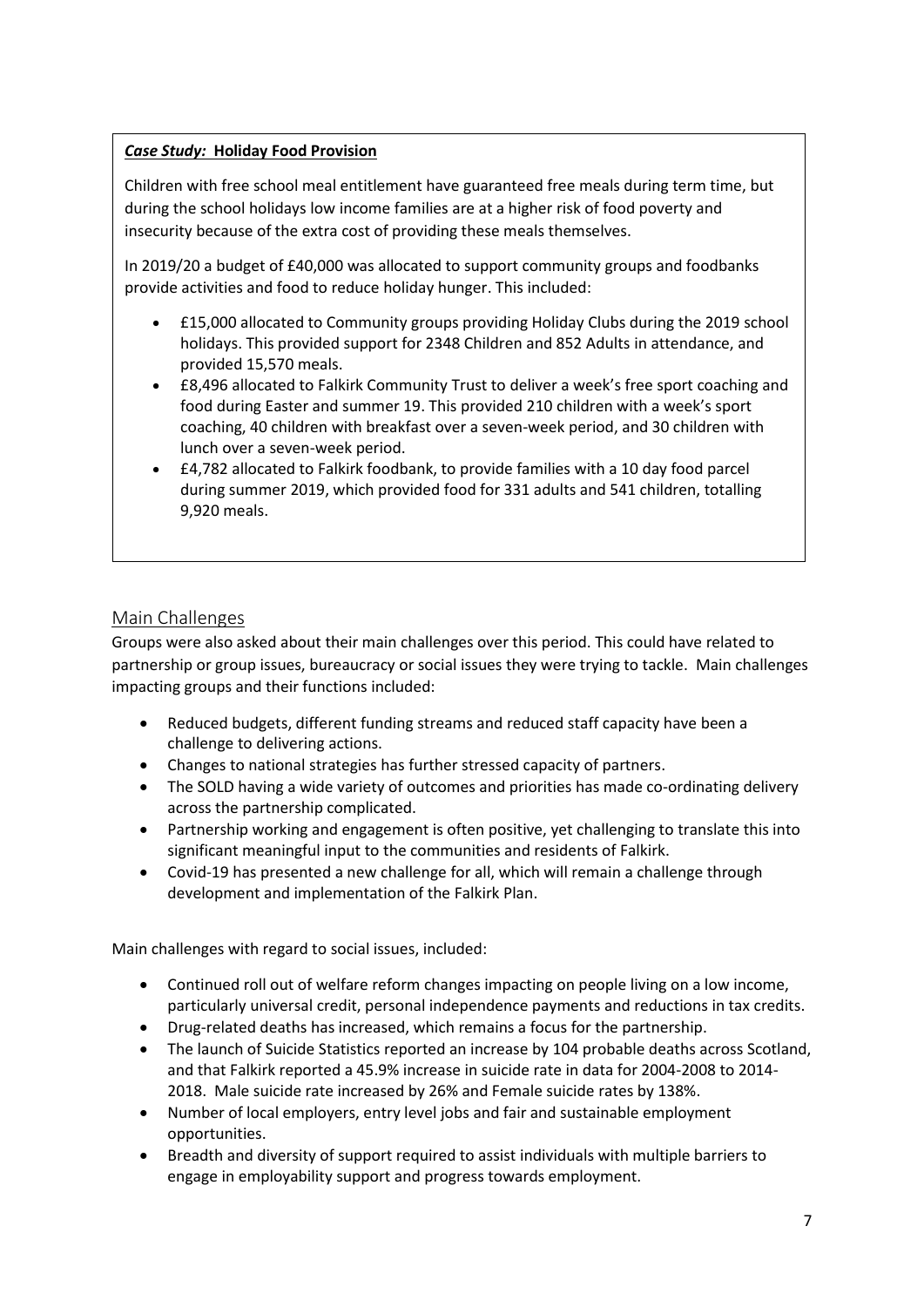***Case Study:* Holiday Food Provision**

Children with free school meal entitlement have guaranteed free meals during term time, but during the school holidays low income families are at a higher risk of food poverty and insecurity because of the extra cost of providing these meals themselves.

In 2019/20 a budget of £40,000 was allocated to support community groups and foodbanks provide activities and food to reduce holiday hunger. This included:

- £15,000 allocated to Community groups providing Holiday Clubs during the 2019 school holidays. This provided support for 2348 Children and 852 Adults in attendance, and provided 15,570 meals.
- £8,496 allocated to Falkirk Community Trust to deliver a week's free sport coaching and food during Easter and summer 19. This provided 210 children with a week's sport coaching, 40 children with breakfast over a seven-week period, and 30 children with lunch over a seven-week period.
- £4,782 allocated to Falkirk foodbank, to provide families with a 10 day food parcel during summer 2019, which provided food for 331 adults and 541 children, totalling 9,920 meals.

## Main Challenges

Groups were also asked about their main challenges over this period. This could have related to partnership or group issues, bureaucracy or social issues they were trying to tackle. Main challenges impacting groups and their functions included:

- Reduced budgets, different funding streams and reduced staff capacity have been a challenge to delivering actions.
- Changes to national strategies has further stressed capacity of partners.
- The SOLD having a wide variety of outcomes and priorities has made co-ordinating delivery across the partnership complicated.
- Partnership working and engagement is often positive, yet challenging to translate this into significant meaningful input to the communities and residents of Falkirk.
- Covid-19 has presented a new challenge for all, which will remain a challenge through development and implementation of the Falkirk Plan.

Main challenges with regard to social issues, included:

- Continued roll out of welfare reform changes impacting on people living on a low income, particularly universal credit, personal independence payments and reductions in tax credits.
- Drug-related deaths has increased, which remains a focus for the partnership.
- The launch of Suicide Statistics reported an increase by 104 probable deaths across Scotland, and that Falkirk reported a 45.9% increase in suicide rate in data for 2004-2008 to 2014-2018. Male suicide rate increased by 26% and Female suicide rates by 138%.
- Number of local employers, entry level jobs and fair and sustainable employment opportunities.
- Breadth and diversity of support required to assist individuals with multiple barriers to engage in employability support and progress towards employment.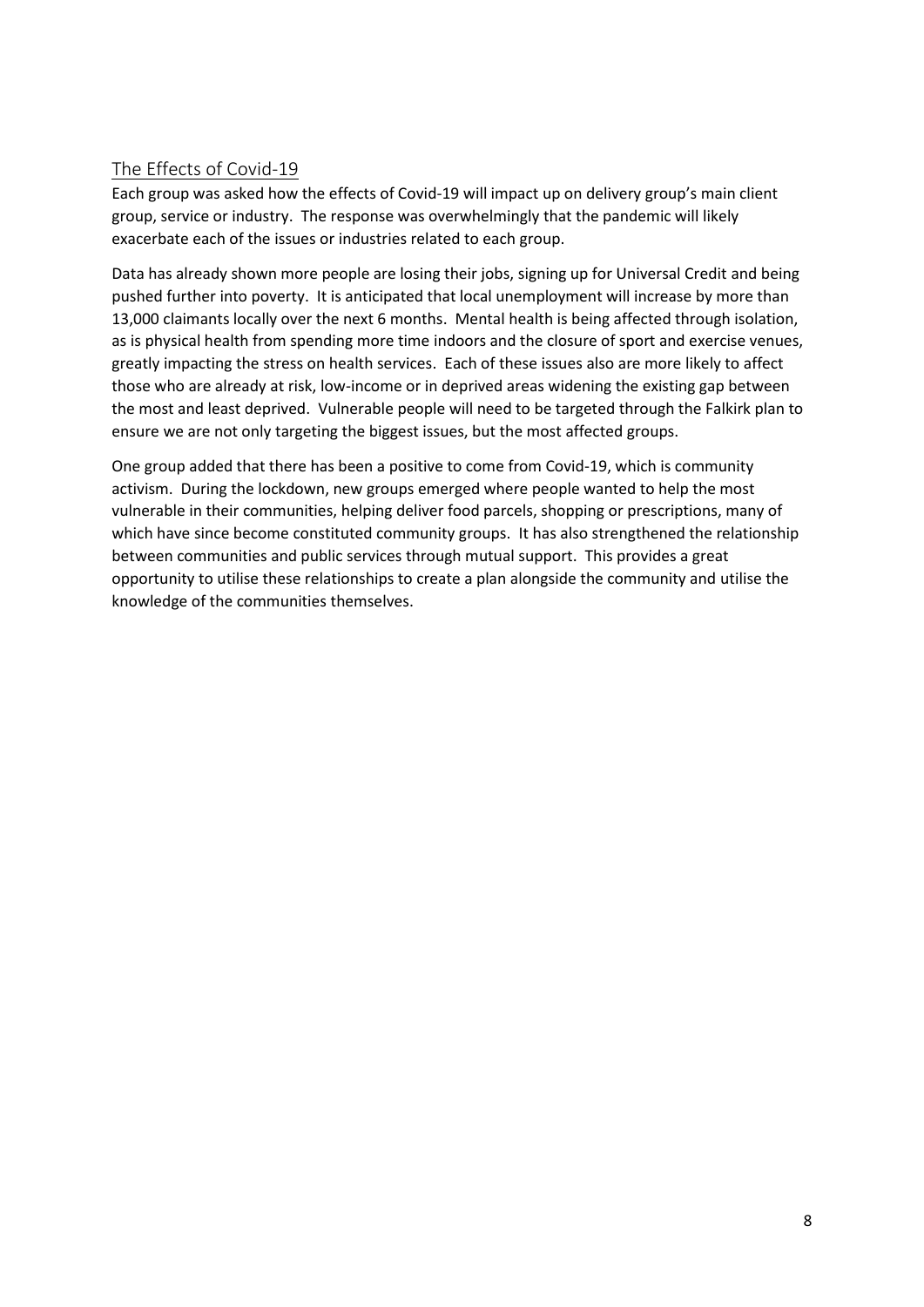## The Effects of Covid-19

Each group was asked how the effects of Covid-19 will impact up on delivery group's main client group, service or industry. The response was overwhelmingly that the pandemic will likely exacerbate each of the issues or industries related to each group.

Data has already shown more people are losing their jobs, signing up for Universal Credit and being pushed further into poverty. It is anticipated that local unemployment will increase by more than 13,000 claimants locally over the next 6 months. Mental health is being affected through isolation, as is physical health from spending more time indoors and the closure of sport and exercise venues, greatly impacting the stress on health services. Each of these issues also are more likely to affect those who are already at risk, low-income or in deprived areas widening the existing gap between the most and least deprived. Vulnerable people will need to be targeted through the Falkirk plan to ensure we are not only targeting the biggest issues, but the most affected groups.

One group added that there has been a positive to come from Covid-19, which is community activism. During the lockdown, new groups emerged where people wanted to help the most vulnerable in their communities, helping deliver food parcels, shopping or prescriptions, many of which have since become constituted community groups. It has also strengthened the relationship between communities and public services through mutual support. This provides a great opportunity to utilise these relationships to create a plan alongside the community and utilise the knowledge of the communities themselves.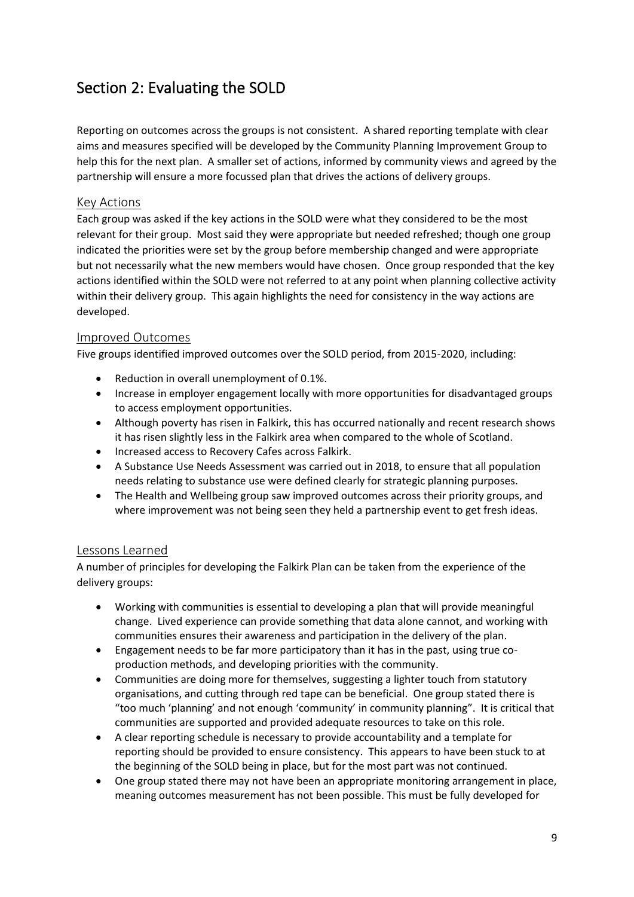# Section 2: Evaluating the SOLD

Reporting on outcomes across the groups is not consistent. A shared reporting template with clear aims and measures specified will be developed by the Community Planning Improvement Group to help this for the next plan. A smaller set of actions, informed by community views and agreed by the partnership will ensure a more focussed plan that drives the actions of delivery groups.

## Key Actions

Each group was asked if the key actions in the SOLD were what they considered to be the most relevant for their group. Most said they were appropriate but needed refreshed; though one group indicated the priorities were set by the group before membership changed and were appropriate but not necessarily what the new members would have chosen. Once group responded that the key actions identified within the SOLD were not referred to at any point when planning collective activity within their delivery group. This again highlights the need for consistency in the way actions are developed.

## Improved Outcomes

Five groups identified improved outcomes over the SOLD period, from 2015-2020, including:

- Reduction in overall unemployment of 0.1%.
- Increase in employer engagement locally with more opportunities for disadvantaged groups to access employment opportunities.
- Although poverty has risen in Falkirk, this has occurred nationally and recent research shows it has risen slightly less in the Falkirk area when compared to the whole of Scotland.
- Increased access to Recovery Cafes across Falkirk.
- A Substance Use Needs Assessment was carried out in 2018, to ensure that all population needs relating to substance use were defined clearly for strategic planning purposes.
- The Health and Wellbeing group saw improved outcomes across their priority groups, and where improvement was not being seen they held a partnership event to get fresh ideas.

## Lessons Learned

A number of principles for developing the Falkirk Plan can be taken from the experience of the delivery groups:

- Working with communities is essential to developing a plan that will provide meaningful change. Lived experience can provide something that data alone cannot, and working with communities ensures their awareness and participation in the delivery of the plan.
- Engagement needs to be far more participatory than it has in the past, using true co-production methods, and developing priorities with the community.
- Communities are doing more for themselves, suggesting a lighter touch from statutory organisations, and cutting through red tape can be beneficial. One group stated there is "too much 'planning' and not enough 'community' in community planning". It is critical that communities are supported and provided adequate resources to take on this role.
- A clear reporting schedule is necessary to provide accountability and a template for reporting should be provided to ensure consistency. This appears to have been stuck to at the beginning of the SOLD being in place, but for the most part was not continued.
- One group stated there may not have been an appropriate monitoring arrangement in place, meaning outcomes measurement has not been possible. This must be fully developed for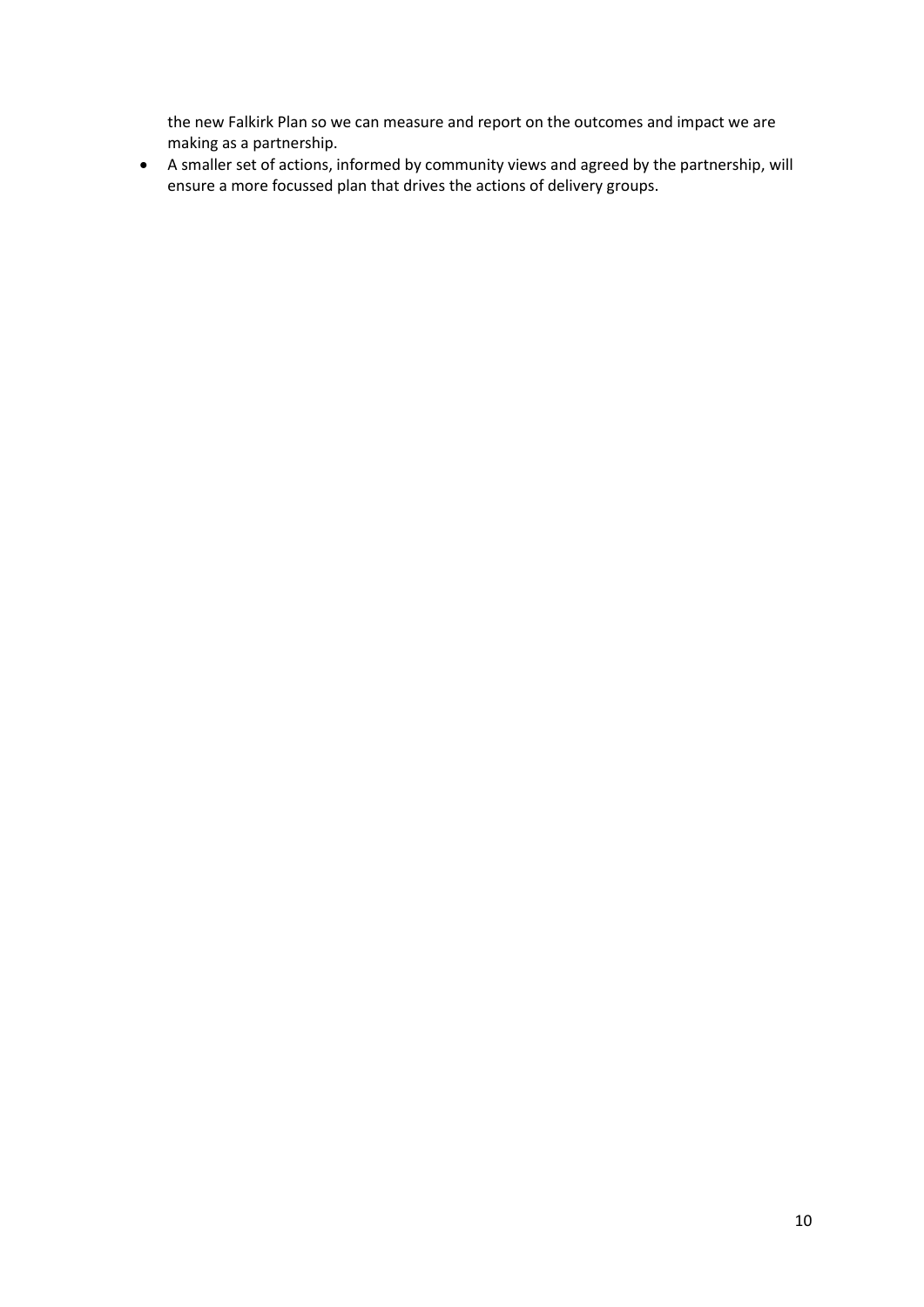the new Falkirk Plan so we can measure and report on the outcomes and impact we are making as a partnership.

- A smaller set of actions, informed by community views and agreed by the partnership, will ensure a more focussed plan that drives the actions of delivery groups.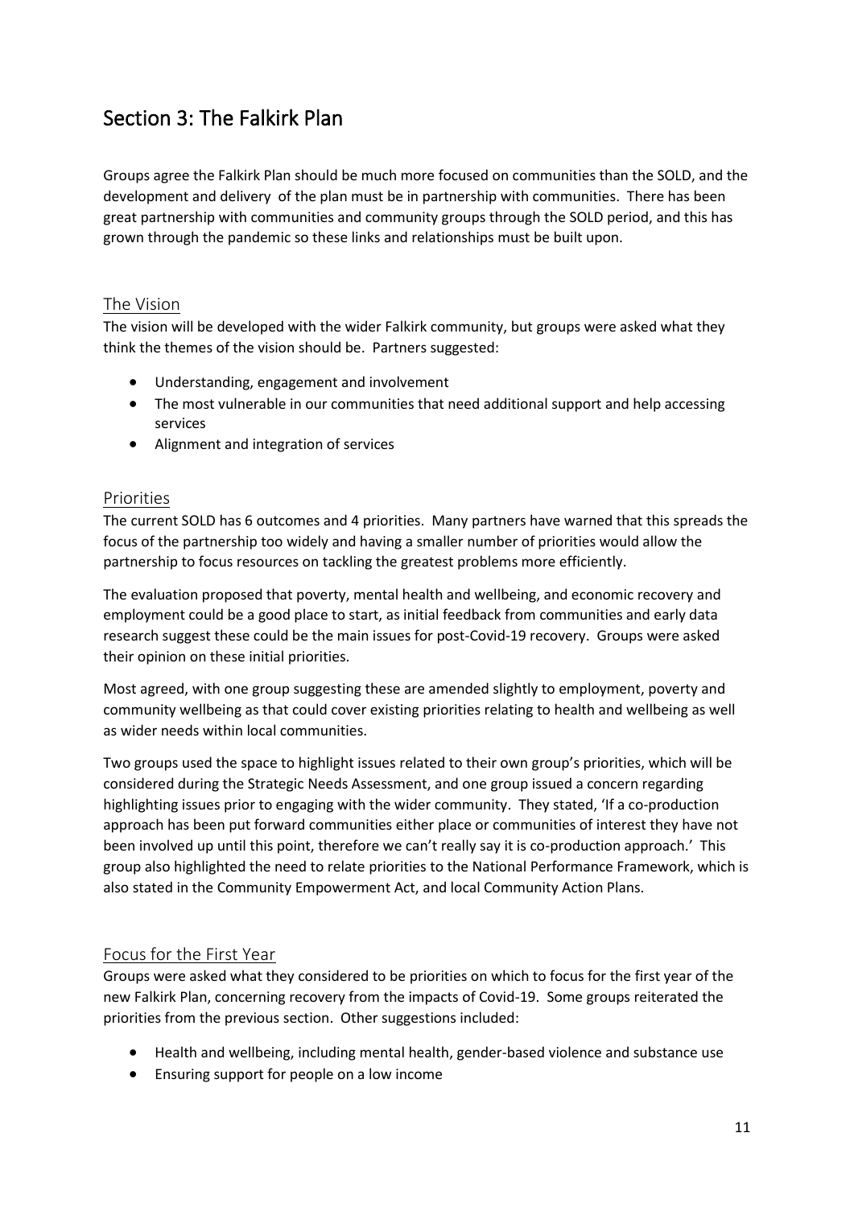## Section 3: The Falkirk Plan

Groups agree the Falkirk Plan should be much more focused on communities than the SOLD, and the development and delivery of the plan must be in partnership with communities. There has been great partnership with communities and community groups through the SOLD period, and this has grown through the pandemic so these links and relationships must be built upon.

### The Vision

The vision will be developed with the wider Falkirk community, but groups were asked what they think the themes of the vision should be. Partners suggested:

- Understanding, engagement and involvement
- The most vulnerable in our communities that need additional support and help accessing services
- Alignment and integration of services

### Priorities

The current SOLD has 6 outcomes and 4 priorities. Many partners have warned that this spreads the focus of the partnership too widely and having a smaller number of priorities would allow the partnership to focus resources on tackling the greatest problems more efficiently.

The evaluation proposed that poverty, mental health and wellbeing, and economic recovery and employment could be a good place to start, as initial feedback from communities and early data research suggest these could be the main issues for post-Covid-19 recovery. Groups were asked their opinion on these initial priorities.

Most agreed, with one group suggesting these are amended slightly to employment, poverty and community wellbeing as that could cover existing priorities relating to health and wellbeing as well as wider needs within local communities.

Two groups used the space to highlight issues related to their own group's priorities, which will be considered during the Strategic Needs Assessment, and one group issued a concern regarding highlighting issues prior to engaging with the wider community. They stated, 'If a co-production approach has been put forward communities either place or communities of interest they have not been involved up until this point, therefore we can't really say it is co-production approach.' This group also highlighted the need to relate priorities to the National Performance Framework, which is also stated in the Community Empowerment Act, and local Community Action Plans.

### Focus for the First Year

Groups were asked what they considered to be priorities on which to focus for the first year of the new Falkirk Plan, concerning recovery from the impacts of Covid-19. Some groups reiterated the priorities from the previous section. Other suggestions included:

- Health and wellbeing, including mental health, gender-based violence and substance use
- Ensuring support for people on a low income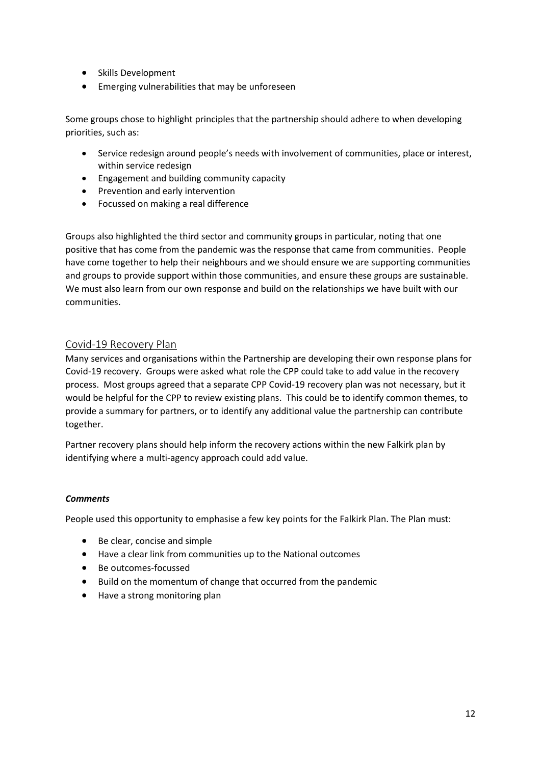- Skills Development
- Emerging vulnerabilities that may be unforeseen

Some groups chose to highlight principles that the partnership should adhere to when developing priorities, such as:

- Service redesign around people's needs with involvement of communities, place or interest, within service redesign
- Engagement and building community capacity
- Prevention and early intervention
- Focussed on making a real difference

Groups also highlighted the third sector and community groups in particular, noting that one positive that has come from the pandemic was the response that came from communities. People have come together to help their neighbours and we should ensure we are supporting communities and groups to provide support within those communities, and ensure these groups are sustainable. We must also learn from our own response and build on the relationships we have built with our communities.

## Covid-19 Recovery Plan

Many services and organisations within the Partnership are developing their own response plans for Covid-19 recovery. Groups were asked what role the CPP could take to add value in the recovery process. Most groups agreed that a separate CPP Covid-19 recovery plan was not necessary, but it would be helpful for the CPP to review existing plans. This could be to identify common themes, to provide a summary for partners, or to identify any additional value the partnership can contribute together.

Partner recovery plans should help inform the recovery actions within the new Falkirk plan by identifying where a multi-agency approach could add value.

***Comments***

People used this opportunity to emphasise a few key points for the Falkirk Plan. The Plan must:

- Be clear, concise and simple
- Have a clear link from communities up to the National outcomes
- Be outcomes-focussed
- Build on the momentum of change that occurred from the pandemic
- Have a strong monitoring plan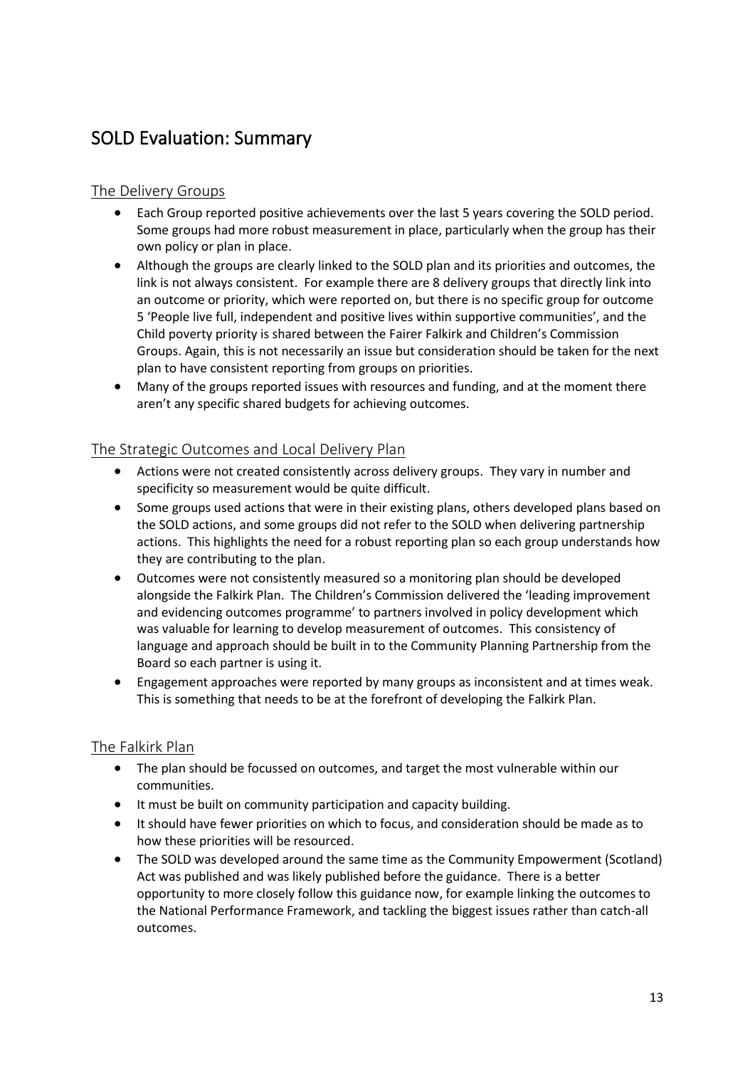# SOLD Evaluation: Summary

## The Delivery Groups

- Each Group reported positive achievements over the last 5 years covering the SOLD period. Some groups had more robust measurement in place, particularly when the group has their own policy or plan in place.
- Although the groups are clearly linked to the SOLD plan and its priorities and outcomes, the link is not always consistent. For example there are 8 delivery groups that directly link into an outcome or priority, which were reported on, but there is no specific group for outcome 5 'People live full, independent and positive lives within supportive communities', and the Child poverty priority is shared between the Fairer Falkirk and Children's Commission Groups. Again, this is not necessarily an issue but consideration should be taken for the next plan to have consistent reporting from groups on priorities.
- Many of the groups reported issues with resources and funding, and at the moment there aren't any specific shared budgets for achieving outcomes.

## The Strategic Outcomes and Local Delivery Plan

- Actions were not created consistently across delivery groups. They vary in number and specificity so measurement would be quite difficult.
- Some groups used actions that were in their existing plans, others developed plans based on the SOLD actions, and some groups did not refer to the SOLD when delivering partnership actions. This highlights the need for a robust reporting plan so each group understands how they are contributing to the plan.
- Outcomes were not consistently measured so a monitoring plan should be developed alongside the Falkirk Plan. The Children's Commission delivered the 'leading improvement and evidencing outcomes programme' to partners involved in policy development which was valuable for learning to develop measurement of outcomes. This consistency of language and approach should be built in to the Community Planning Partnership from the Board so each partner is using it.
- Engagement approaches were reported by many groups as inconsistent and at times weak. This is something that needs to be at the forefront of developing the Falkirk Plan.

## The Falkirk Plan

- The plan should be focussed on outcomes, and target the most vulnerable within our communities.
- It must be built on community participation and capacity building.
- It should have fewer priorities on which to focus, and consideration should be made as to how these priorities will be resourced.
- The SOLD was developed around the same time as the Community Empowerment (Scotland) Act was published and was likely published before the guidance. There is a better opportunity to more closely follow this guidance now, for example linking the outcomes to the National Performance Framework, and tackling the biggest issues rather than catch-all outcomes.